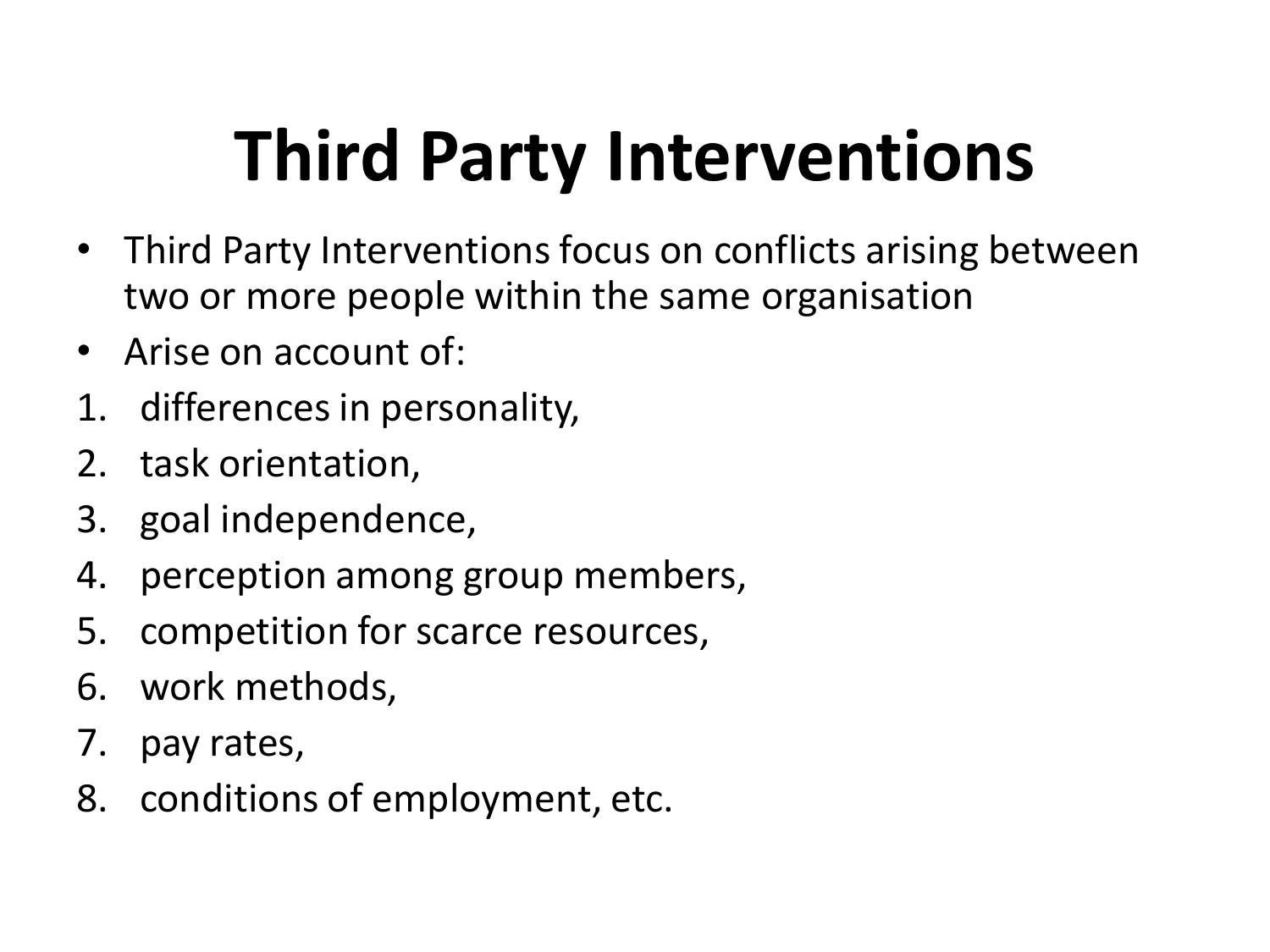# Third Party Interventions

- Third Party Interventions focus on conflicts arising between two or more people within the same organisation
- Arise on account of:

1. differences in personality,
2. task orientation,
3. goal independence,
4. perception among group members,
5. competition for scarce resources,
6. work methods,
7. pay rates,
8. conditions of employment, etc.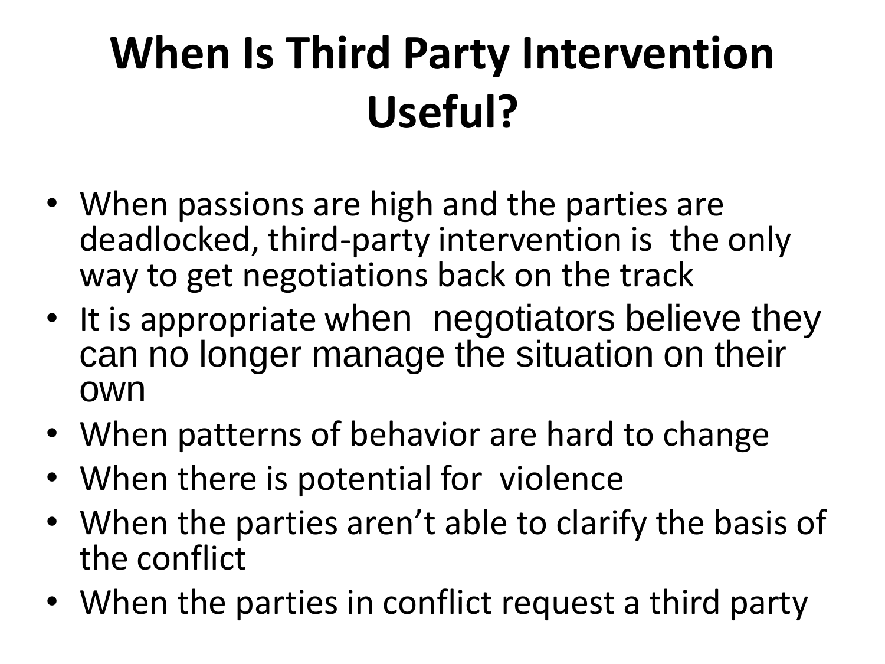# When Is Third Party Intervention Useful?

- When passions are high and the parties are deadlocked, third-party intervention is the only way to get negotiations back on the track
- It is appropriate when negotiators believe they can no longer manage the situation on their own
- When patterns of behavior are hard to change
- When there is potential for violence
- When the parties aren't able to clarify the basis of the conflict
- When the parties in conflict request a third party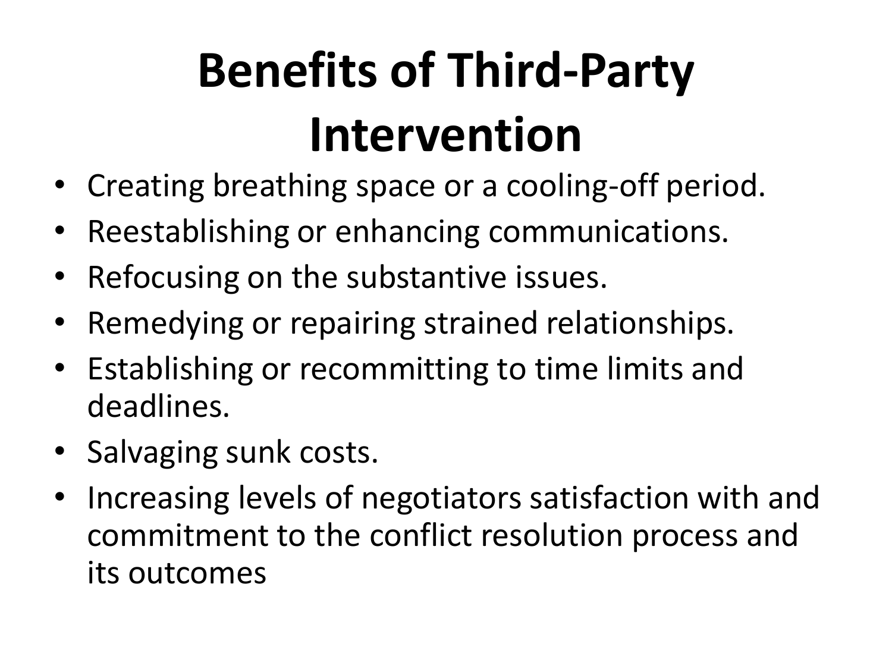# Benefits of Third-Party Intervention

- Creating breathing space or a cooling-off period.
- Reestablishing or enhancing communications.
- Refocusing on the substantive issues.
- Remedying or repairing strained relationships.
- Establishing or recommitting to time limits and deadlines.
- Salvaging sunk costs.
- Increasing levels of negotiators satisfaction with and commitment to the conflict resolution process and its outcomes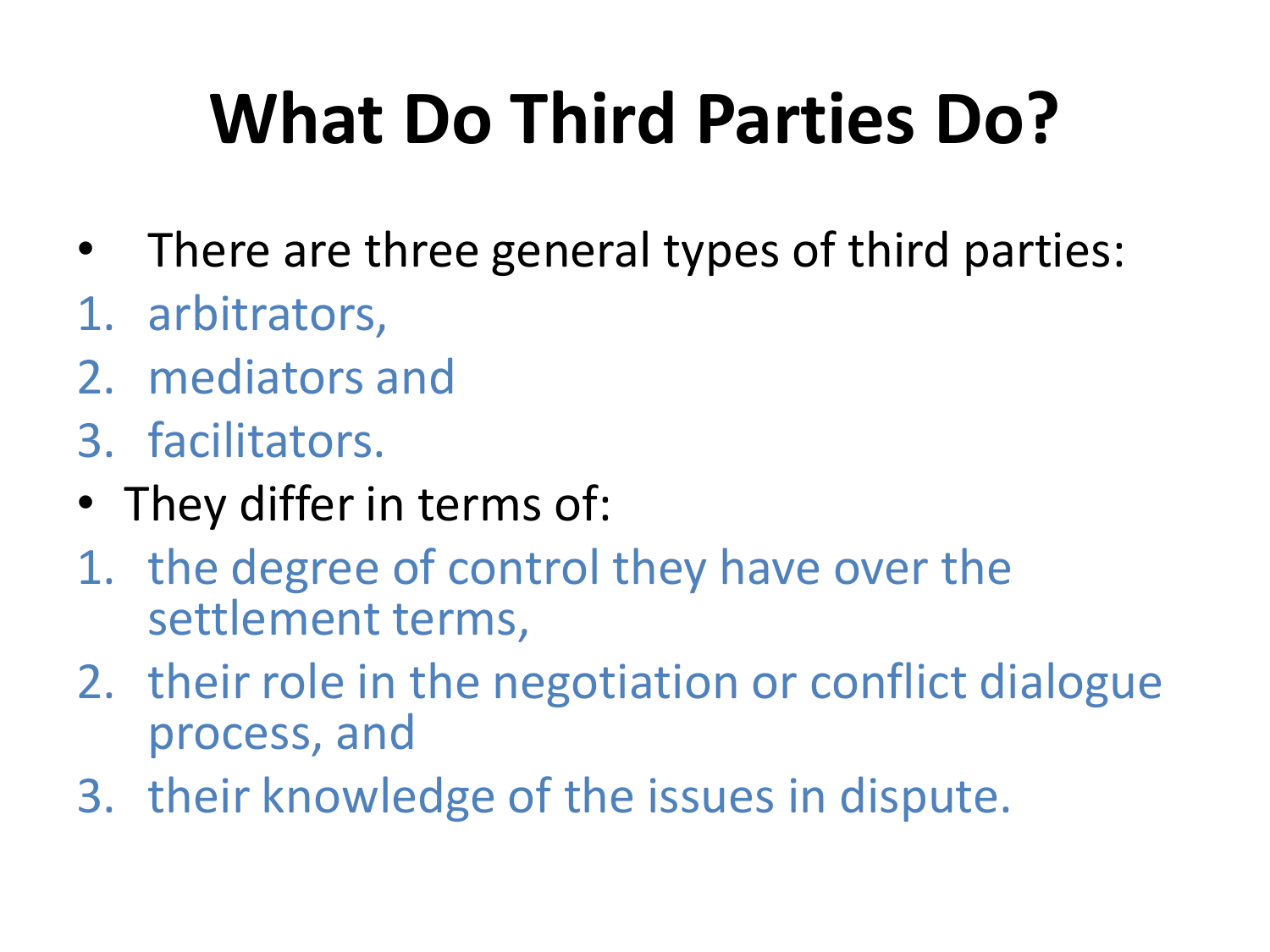# What Do Third Parties Do?

- There are three general types of third parties:

1. arbitrators,
2. mediators and
3. facilitators.

- They differ in terms of:

1. the degree of control they have over the settlement terms,
2. their role in the negotiation or conflict dialogue process, and
3. their knowledge of the issues in dispute.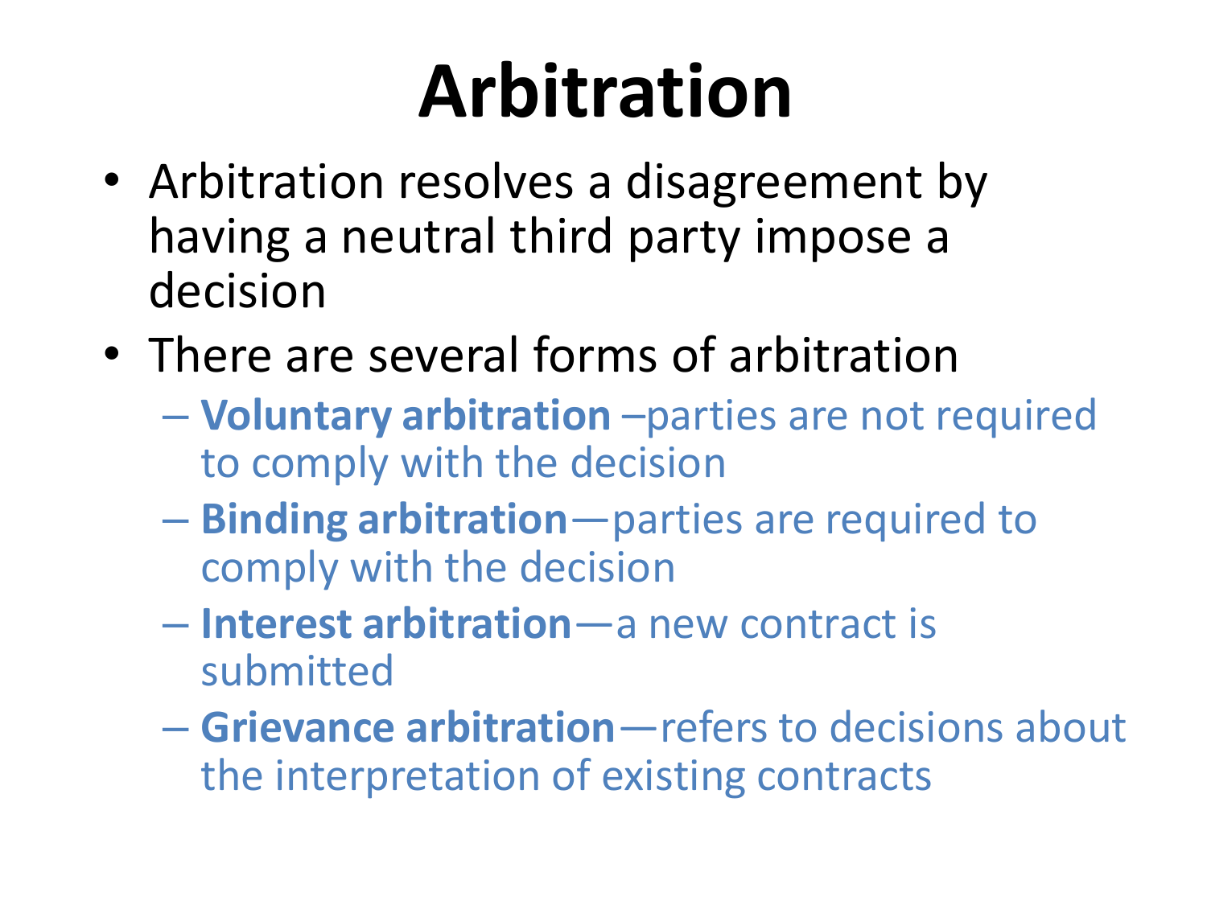# Arbitration

- Arbitration resolves a disagreement by having a neutral third party impose a decision
- There are several forms of arbitration
  - **Voluntary arbitration** –parties are not required to comply with the decision
  - **Binding arbitration**—parties are required to comply with the decision
  - **Interest arbitration**—a new contract is submitted
  - **Grievance arbitration**—refers to decisions about the interpretation of existing contracts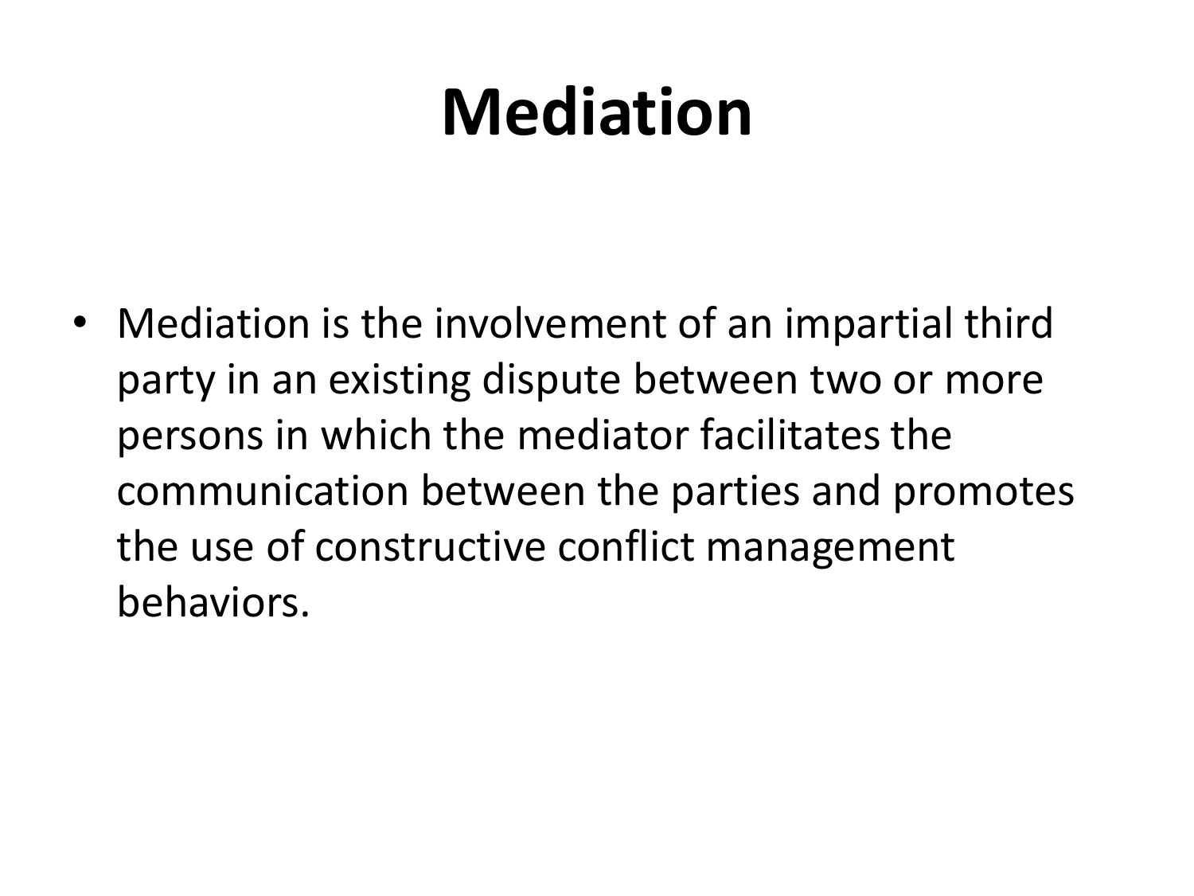# Mediation

- Mediation is the involvement of an impartial third party in an existing dispute between two or more persons in which the mediator facilitates the communication between the parties and promotes the use of constructive conflict management behaviors.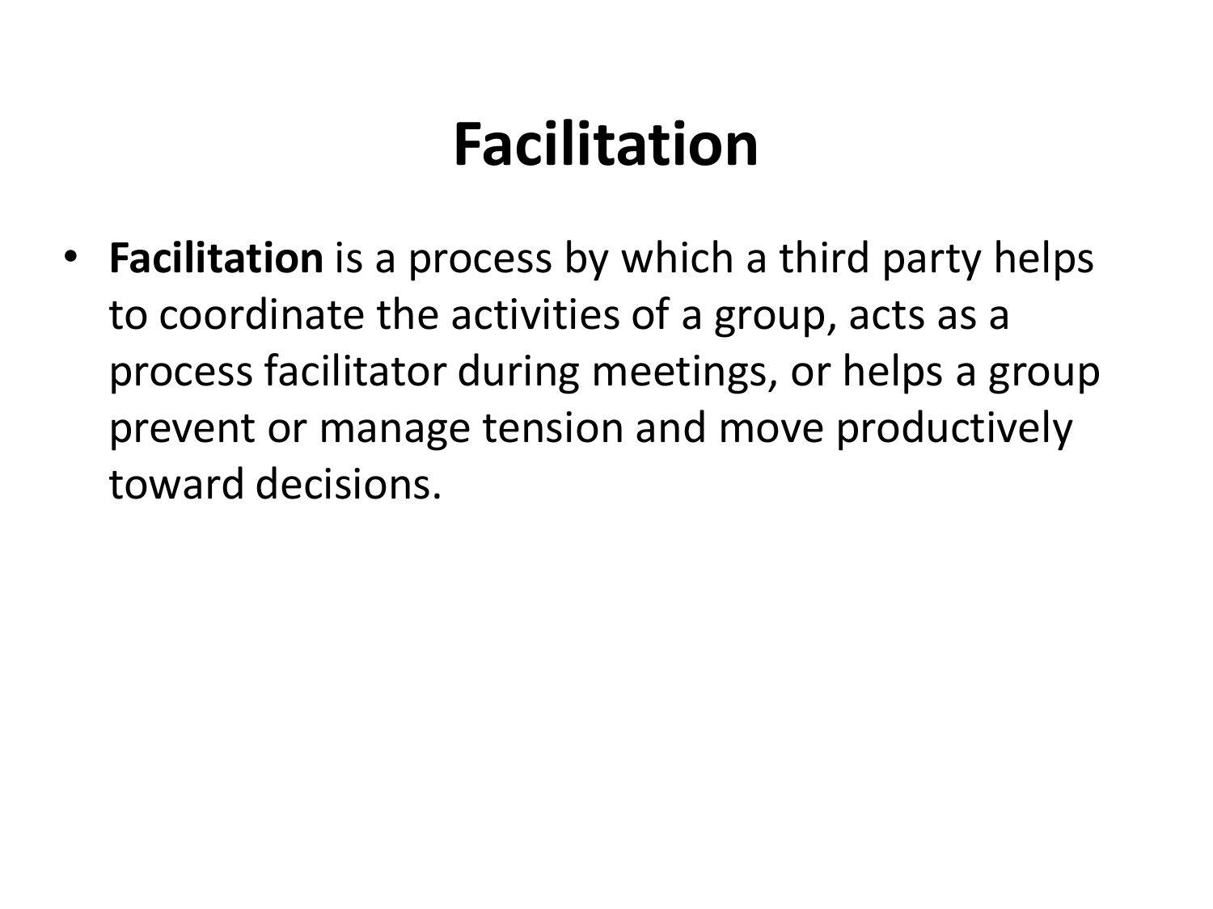# Facilitation

- **Facilitation** is a process by which a third party helps to coordinate the activities of a group, acts as a process facilitator during meetings, or helps a group prevent or manage tension and move productively toward decisions.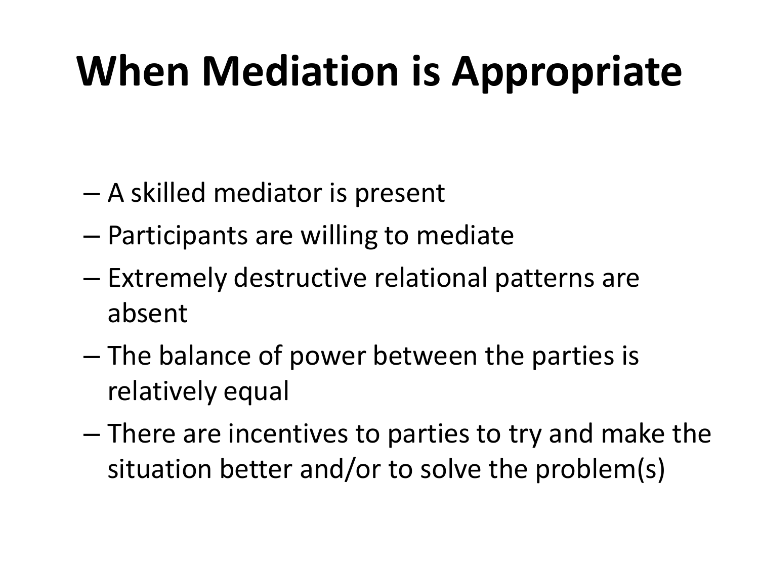# When Mediation is Appropriate

- A skilled mediator is present
- Participants are willing to mediate
- Extremely destructive relational patterns are absent
- The balance of power between the parties is relatively equal
- There are incentives to parties to try and make the situation better and/or to solve the problem(s)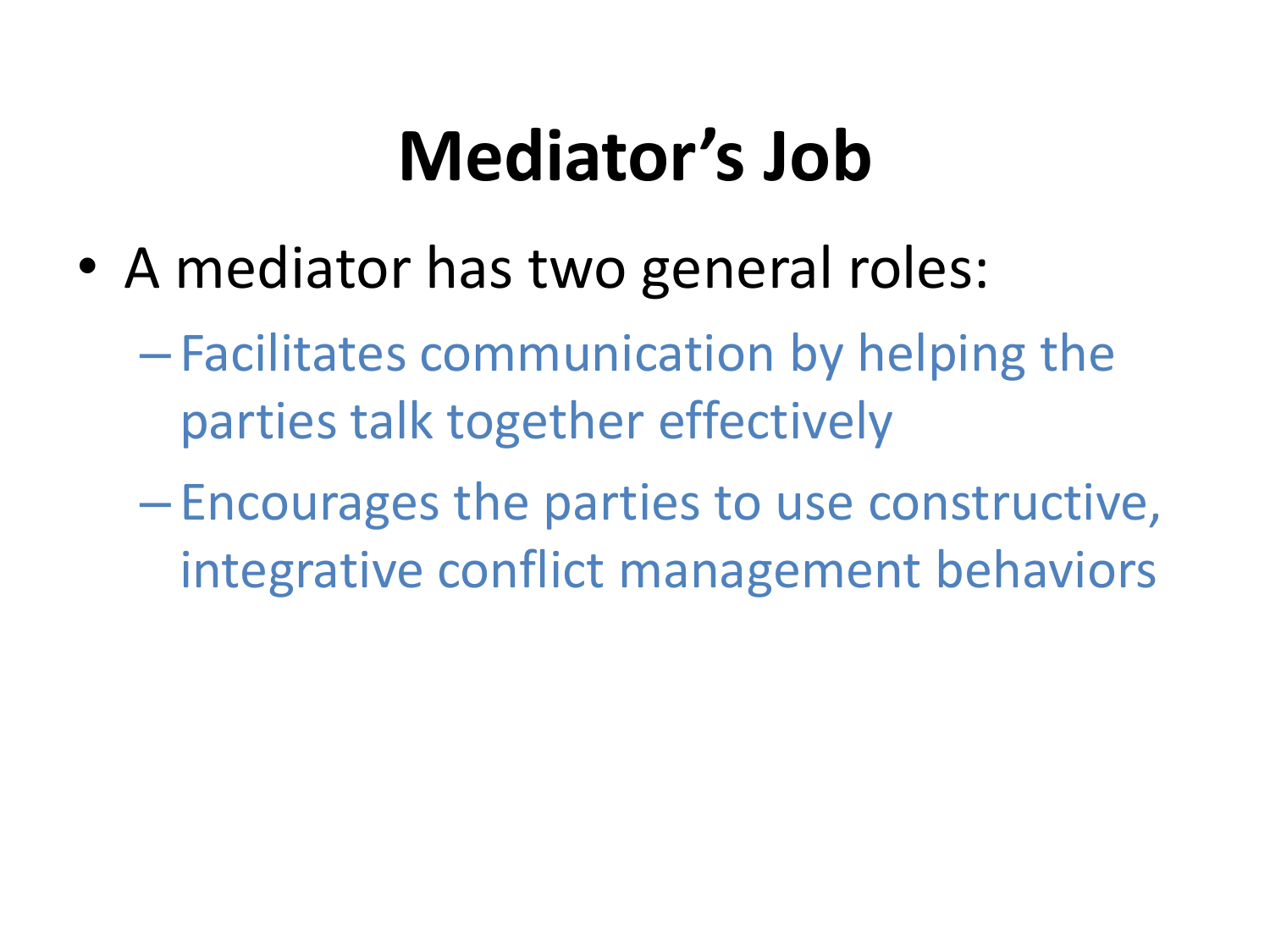# Mediator's Job

- A mediator has two general roles:
  - Facilitates communication by helping the parties talk together effectively
  - Encourages the parties to use constructive, integrative conflict management behaviors